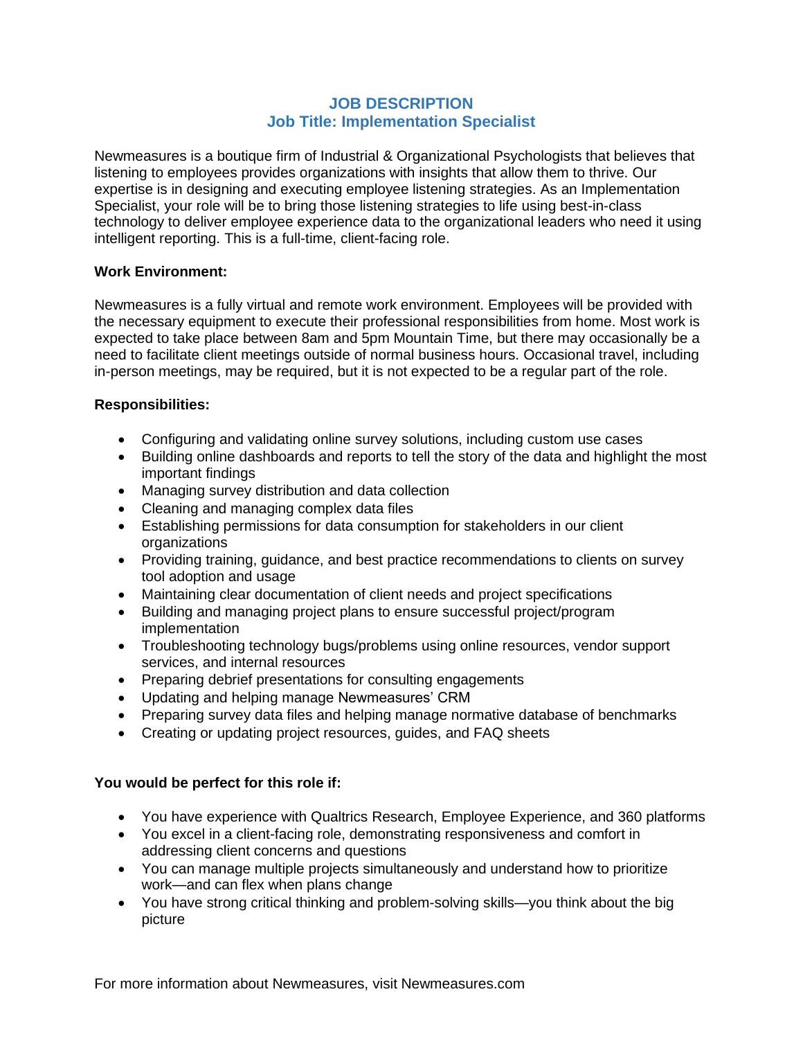# JOB DESCRIPTION
## Job Title: Implementation Specialist

Newmeasures is a boutique firm of Industrial & Organizational Psychologists that believes that listening to employees provides organizations with insights that allow them to thrive. Our expertise is in designing and executing employee listening strategies. As an Implementation Specialist, your role will be to bring those listening strategies to life using best-in-class technology to deliver employee experience data to the organizational leaders who need it using intelligent reporting. This is a full-time, client-facing role.

**Work Environment:**

Newmeasures is a fully virtual and remote work environment. Employees will be provided with the necessary equipment to execute their professional responsibilities from home. Most work is expected to take place between 8am and 5pm Mountain Time, but there may occasionally be a need to facilitate client meetings outside of normal business hours. Occasional travel, including in-person meetings, may be required, but it is not expected to be a regular part of the role.

**Responsibilities:**

- Configuring and validating online survey solutions, including custom use cases
- Building online dashboards and reports to tell the story of the data and highlight the most important findings
- Managing survey distribution and data collection
- Cleaning and managing complex data files
- Establishing permissions for data consumption for stakeholders in our client organizations
- Providing training, guidance, and best practice recommendations to clients on survey tool adoption and usage
- Maintaining clear documentation of client needs and project specifications
- Building and managing project plans to ensure successful project/program implementation
- Troubleshooting technology bugs/problems using online resources, vendor support services, and internal resources
- Preparing debrief presentations for consulting engagements
- Updating and helping manage Newmeasures' CRM
- Preparing survey data files and helping manage normative database of benchmarks
- Creating or updating project resources, guides, and FAQ sheets

**You would be perfect for this role if:**

- You have experience with Qualtrics Research, Employee Experience, and 360 platforms
- You excel in a client-facing role, demonstrating responsiveness and comfort in addressing client concerns and questions
- You can manage multiple projects simultaneously and understand how to prioritize work—and can flex when plans change
- You have strong critical thinking and problem-solving skills—you think about the big picture

For more information about Newmeasures, visit Newmeasures.com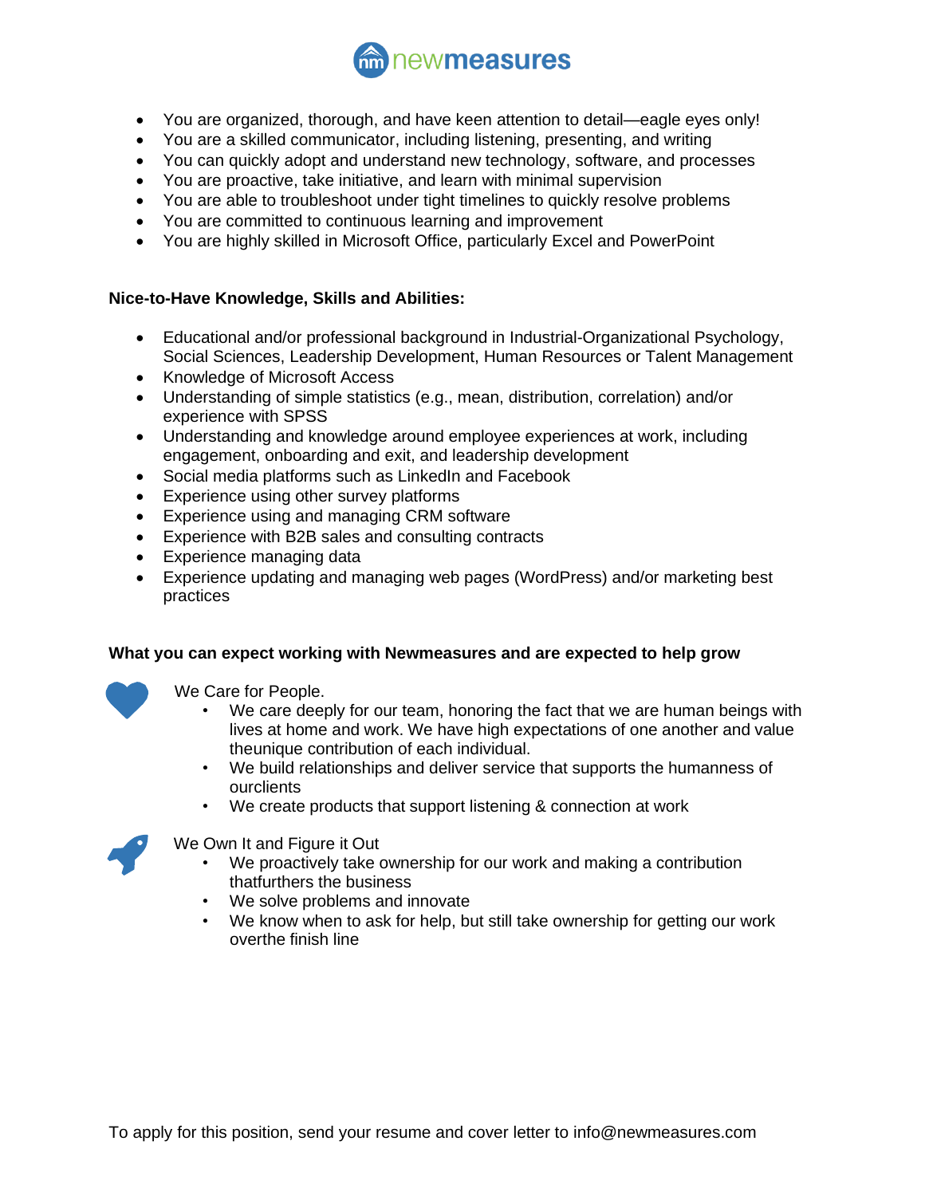- You are organized, thorough, and have keen attention to detail—eagle eyes only!
- You are a skilled communicator, including listening, presenting, and writing
- You can quickly adopt and understand new technology, software, and processes
- You are proactive, take initiative, and learn with minimal supervision
- You are able to troubleshoot under tight timelines to quickly resolve problems
- You are committed to continuous learning and improvement
- You are highly skilled in Microsoft Office, particularly Excel and PowerPoint

**Nice-to-Have Knowledge, Skills and Abilities:**

- Educational and/or professional background in Industrial-Organizational Psychology, Social Sciences, Leadership Development, Human Resources or Talent Management
- Knowledge of Microsoft Access
- Understanding of simple statistics (e.g., mean, distribution, correlation) and/or experience with SPSS
- Understanding and knowledge around employee experiences at work, including engagement, onboarding and exit, and leadership development
- Social media platforms such as LinkedIn and Facebook
- Experience using other survey platforms
- Experience using and managing CRM software
- Experience with B2B sales and consulting contracts
- Experience managing data
- Experience updating and managing web pages (WordPress) and/or marketing best practices

**What you can expect working with Newmeasures and are expected to help grow**

We Care for People.

- We care deeply for our team, honoring the fact that we are human beings with lives at home and work. We have high expectations of one another and value theunique contribution of each individual.
- We build relationships and deliver service that supports the humanness of ourclients
- We create products that support listening & connection at work

We Own It and Figure it Out

- We proactively take ownership for our work and making a contribution thatfurthers the business
- We solve problems and innovate
- We know when to ask for help, but still take ownership for getting our work overthe finish line

To apply for this position, send your resume and cover letter to info@newmeasures.com